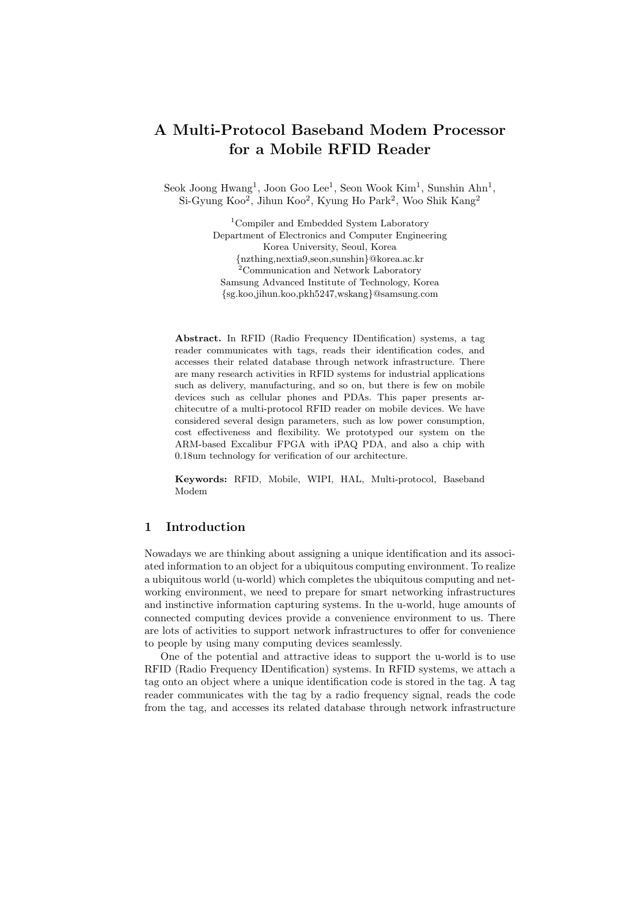# A Multi-Protocol Baseband Modem Processor for a Mobile RFID Reader

Seok Joong Hwang[1], Joon Goo Lee[1], Seon Wook Kim[1], Sunshin Ahn[1], Si-Gyung Koo[2], Jihun Koo[2], Kyung Ho Park[2], Woo Shik Kang[2]

[1]Compiler and Embedded System Laboratory
Department of Electronics and Computer Engineering
Korea University, Seoul, Korea
{nzthing,nextia9,seon,sunshin}@korea.ac.kr
[2]Communication and Network Laboratory
Samsung Advanced Institute of Technology, Korea
{sg.koo,jihun.koo,pkh5247,wskang}@samsung.com

**Abstract.** In RFID (Radio Frequency IDentification) systems, a tag reader communicates with tags, reads their identification codes, and accesses their related database through network infrastructure. There are many research activities in RFID systems for industrial applications such as delivery, manufacturing, and so on, but there is few on mobile devices such as cellular phones and PDAs. This paper presents architecutre of a multi-protocol RFID reader on mobile devices. We have considered several design parameters, such as low power consumption, cost effectiveness and flexibility. We prototyped our system on the ARM-based Excalibur FPGA with iPAQ PDA, and also a chip with 0.18um technology for verification of our architecture.

**Keywords:** RFID, Mobile, WIPI, HAL, Multi-protocol, Baseband Modem

## 1 Introduction

Nowadays we are thinking about assigning a unique identification and its associated information to an object for a ubiquitous computing environment. To realize a ubiquitous world (u-world) which completes the ubiquitous computing and networking environment, we need to prepare for smart networking infrastructures and instinctive information capturing systems. In the u-world, huge amounts of connected computing devices provide a convenience environment to us. There are lots of activities to support network infrastructures to offer for convenience to people by using many computing devices seamlessly.

One of the potential and attractive ideas to support the u-world is to use RFID (Radio Frequency IDentification) systems. In RFID systems, we attach a tag onto an object where a unique identification code is stored in the tag. A tag reader communicates with the tag by a radio frequency signal, reads the code from the tag, and accesses its related database through network infrastructure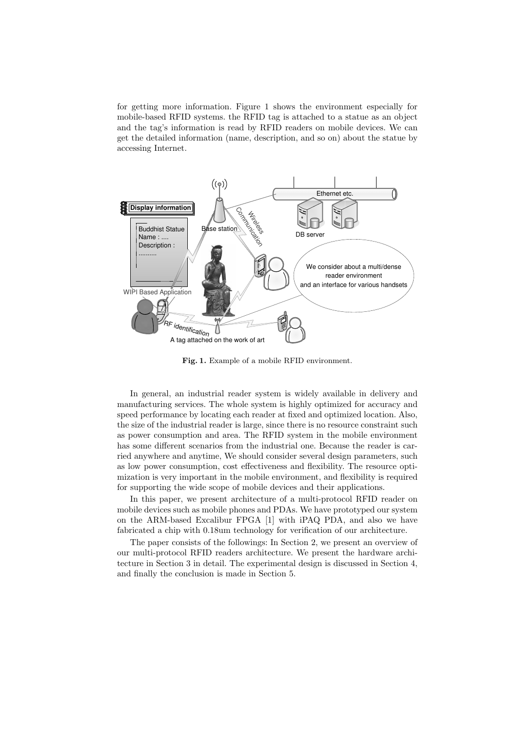for getting more information. Figure 1 shows the environment especially for mobile-based RFID systems. the RFID tag is attached to a statue as an object and the tag's information is read by RFID readers on mobile devices. We can get the detailed information (name, description, and so on) about the statue by accessing Internet.

**Fig. 1.** Example of a mobile RFID environment.

In general, an industrial reader system is widely available in delivery and manufacturing services. The whole system is highly optimized for accuracy and speed performance by locating each reader at fixed and optimized location. Also, the size of the industrial reader is large, since there is no resource constraint such as power consumption and area. The RFID system in the mobile environment has some different scenarios from the industrial one. Because the reader is carried anywhere and anytime, We should consider several design parameters, such as low power consumption, cost effectiveness and flexibility. The resource optimization is very important in the mobile environment, and flexibility is required for supporting the wide scope of mobile devices and their applications.

In this paper, we present architecture of a multi-protocol RFID reader on mobile devices such as mobile phones and PDAs. We have prototyped our system on the ARM-based Excalibur FPGA [1] with iPAQ PDA, and also we have fabricated a chip with 0.18um technology for verification of our architecture.

The paper consists of the followings: In Section 2, we present an overview of our multi-protocol RFID readers architecture. We present the hardware architecture in Section 3 in detail. The experimental design is discussed in Section 4, and finally the conclusion is made in Section 5.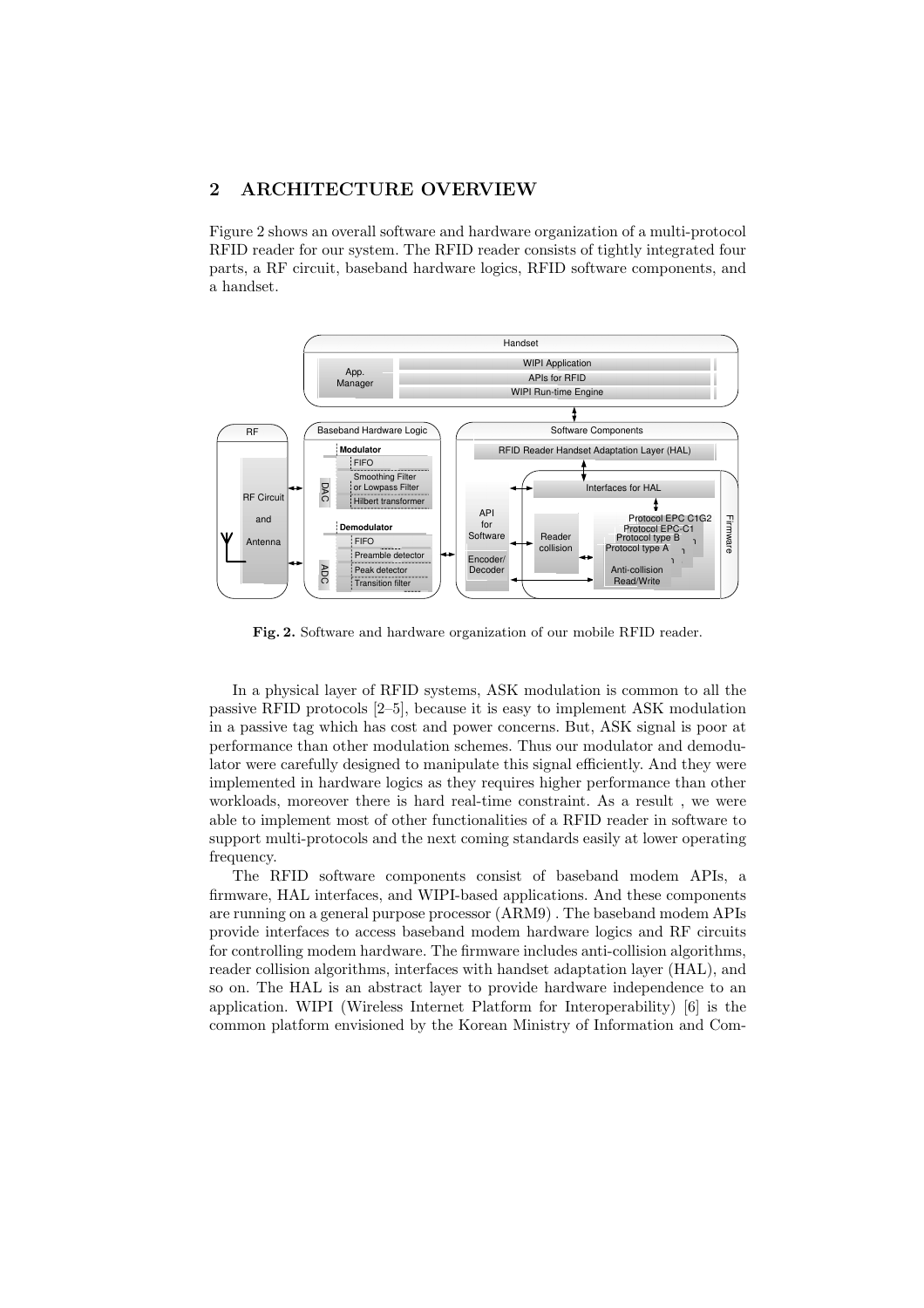## 2 ARCHITECTURE OVERVIEW

Figure 2 shows an overall software and hardware organization of a multi-protocol RFID reader for our system. The RFID reader consists of tightly integrated four parts, a RF circuit, baseband hardware logics, RFID software components, and a handset.

**Fig. 2.** Software and hardware organization of our mobile RFID reader.

In a physical layer of RFID systems, ASK modulation is common to all the passive RFID protocols [2–5], because it is easy to implement ASK modulation in a passive tag which has cost and power concerns. But, ASK signal is poor at performance than other modulation schemes. Thus our modulator and demodulator were carefully designed to manipulate this signal efficiently. And they were implemented in hardware logics as they requires higher performance than other workloads, moreover there is hard real-time constraint. As a result , we were able to implement most of other functionalities of a RFID reader in software to support multi-protocols and the next coming standards easily at lower operating frequency.

The RFID software components consist of baseband modem APIs, a firmware, HAL interfaces, and WIPI-based applications. And these components are running on a general purpose processor (ARM9) . The baseband modem APIs provide interfaces to access baseband modem hardware logics and RF circuits for controlling modem hardware. The firmware includes anti-collision algorithms, reader collision algorithms, interfaces with handset adaptation layer (HAL), and so on. The HAL is an abstract layer to provide hardware independence to an application. WIPI (Wireless Internet Platform for Interoperability) [6] is the common platform envisioned by the Korean Ministry of Information and Com-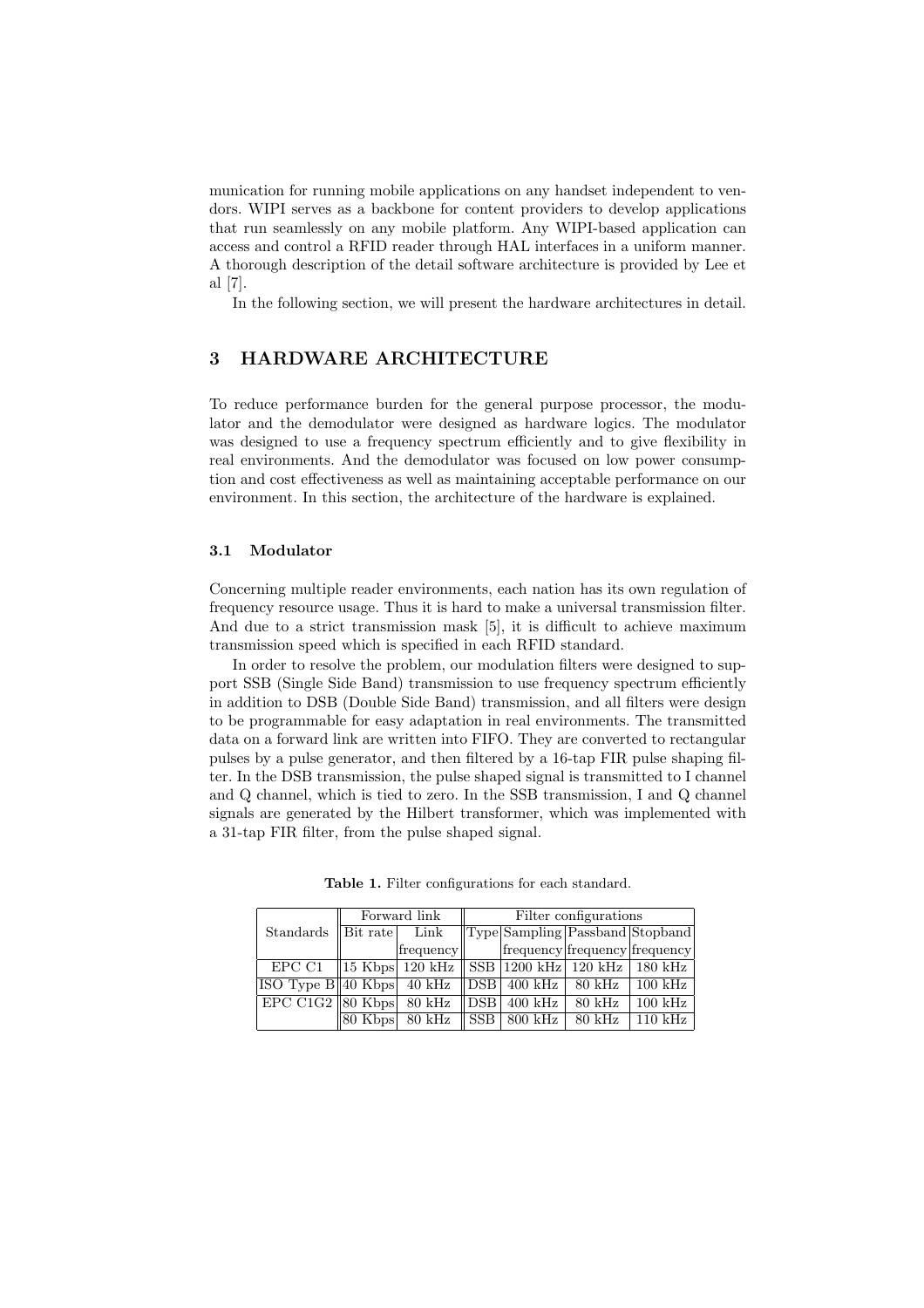munication for running mobile applications on any handset independent to vendors. WIPI serves as a backbone for content providers to develop applications that run seamlessly on any mobile platform. Any WIPI-based application can access and control a RFID reader through HAL interfaces in a uniform manner. A thorough description of the detail software architecture is provided by Lee et al [7].

In the following section, we will present the hardware architectures in detail.

## 3 HARDWARE ARCHITECTURE

To reduce performance burden for the general purpose processor, the modulator and the demodulator were designed as hardware logics. The modulator was designed to use a frequency spectrum efficiently and to give flexibility in real environments. And the demodulator was focused on low power consumption and cost effectiveness as well as maintaining acceptable performance on our environment. In this section, the architecture of the hardware is explained.

### 3.1 Modulator

Concerning multiple reader environments, each nation has its own regulation of frequency resource usage. Thus it is hard to make a universal transmission filter. And due to a strict transmission mask [5], it is difficult to achieve maximum transmission speed which is specified in each RFID standard.

In order to resolve the problem, our modulation filters were designed to support SSB (Single Side Band) transmission to use frequency spectrum efficiently in addition to DSB (Double Side Band) transmission, and all filters were design to be programmable for easy adaptation in real environments. The transmitted data on a forward link are written into FIFO. They are converted to rectangular pulses by a pulse generator, and then filtered by a 16-tap FIR pulse shaping filter. In the DSB transmission, the pulse shaped signal is transmitted to I channel and Q channel, which is tied to zero. In the SSB transmission, I and Q channel signals are generated by the Hilbert transformer, which was implemented with a 31-tap FIR filter, from the pulse shaped signal.

**Table 1.** Filter configurations for each standard.

| Standards | Forward link | | Filter configurations | | | |
|---|---|---|---|---|---|---|
| | Bit rate | Link frequency | Type | Sampling frequency | Passband frequency | Stopband frequency |
| EPC C1 | 15 Kbps | 120 kHz | SSB | 1200 kHz | 120 kHz | 180 kHz |
| ISO Type B | 40 Kbps | 40 kHz | DSB | 400 kHz | 80 kHz | 100 kHz |
| EPC C1G2 | 80 Kbps | 80 kHz | DSB | 400 kHz | 80 kHz | 100 kHz |
| | 80 Kbps | 80 kHz | SSB | 800 kHz | 80 kHz | 110 kHz |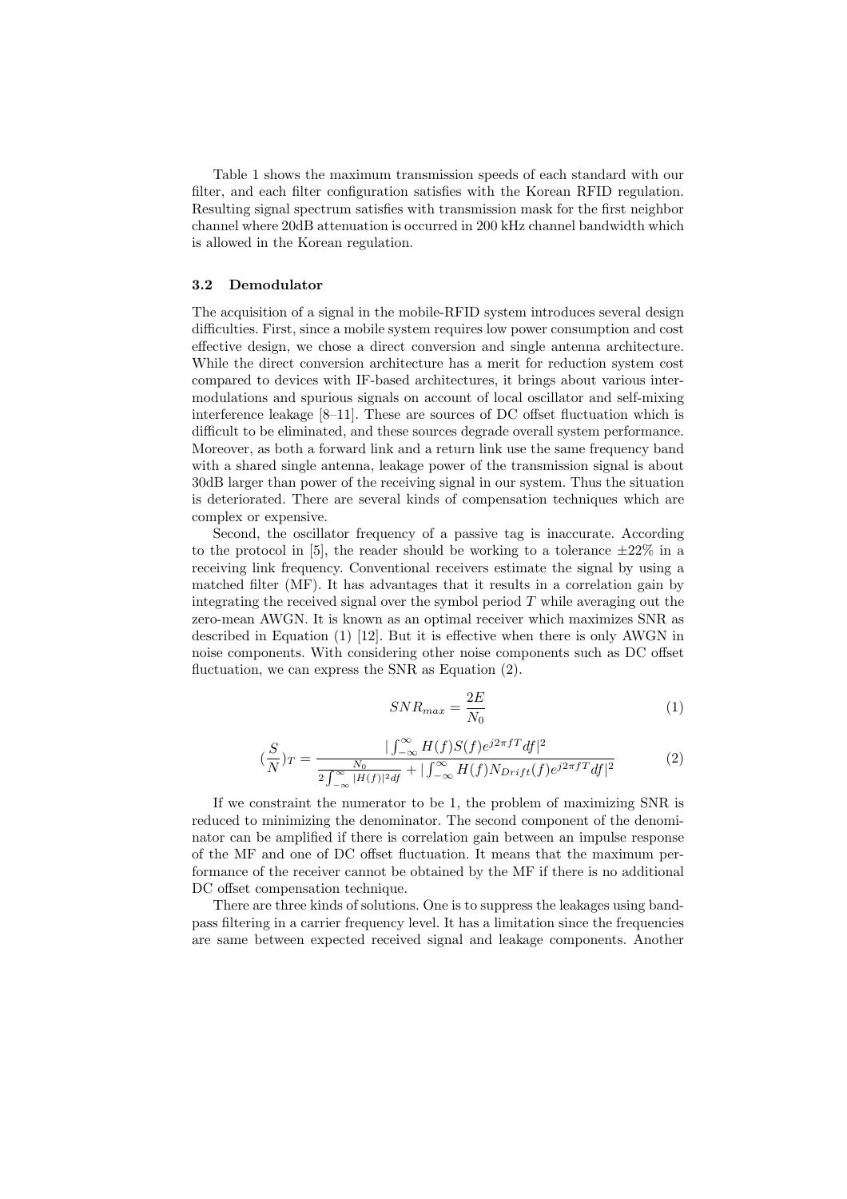Table 1 shows the maximum transmission speeds of each standard with our filter, and each filter configuration satisfies with the Korean RFID regulation. Resulting signal spectrum satisfies with transmission mask for the first neighbor channel where 20dB attenuation is occurred in 200 kHz channel bandwidth which is allowed in the Korean regulation.

### 3.2 Demodulator

The acquisition of a signal in the mobile-RFID system introduces several design difficulties. First, since a mobile system requires low power consumption and cost effective design, we chose a direct conversion and single antenna architecture. While the direct conversion architecture has a merit for reduction system cost compared to devices with IF-based architectures, it brings about various intermodulations and spurious signals on account of local oscillator and self-mixing interference leakage [8–11]. These are sources of DC offset fluctuation which is difficult to be eliminated, and these sources degrade overall system performance. Moreover, as both a forward link and a return link use the same frequency band with a shared single antenna, leakage power of the transmission signal is about 30dB larger than power of the receiving signal in our system. Thus the situation is deteriorated. There are several kinds of compensation techniques which are complex or expensive.

Second, the oscillator frequency of a passive tag is inaccurate. According to the protocol in [5], the reader should be working to a tolerance $\pm 22\%$ in a receiving link frequency. Conventional receivers estimate the signal by using a matched filter (MF). It has advantages that it results in a correlation gain by integrating the received signal over the symbol period $T$ while averaging out the zero-mean AWGN. It is known as an optimal receiver which maximizes SNR as described in Equation (1) [12]. But it is effective when there is only AWGN in noise components. With considering other noise components such as DC offset fluctuation, we can express the SNR as Equation (2).

$$SNR_{max} = \frac{2E}{N_0} \tag{1}$$

$$(\frac{S}{N})_T = \frac{|\int_{-\infty}^{\infty} H(f)S(f)e^{j2\pi fT}df|^2}{\frac{N_0}{2\int_{-\infty}^{\infty}|H(f)|^2 df} + |\int_{-\infty}^{\infty} H(f)N_{Drift}(f)e^{j2\pi fT}df|^2} \tag{2}$$

If we constraint the numerator to be 1, the problem of maximizing SNR is reduced to minimizing the denominator. The second component of the denominator can be amplified if there is correlation gain between an impulse response of the MF and one of DC offset fluctuation. It means that the maximum performance of the receiver cannot be obtained by the MF if there is no additional DC offset compensation technique.

There are three kinds of solutions. One is to suppress the leakages using bandpass filtering in a carrier frequency level. It has a limitation since the frequencies are same between expected received signal and leakage components. Another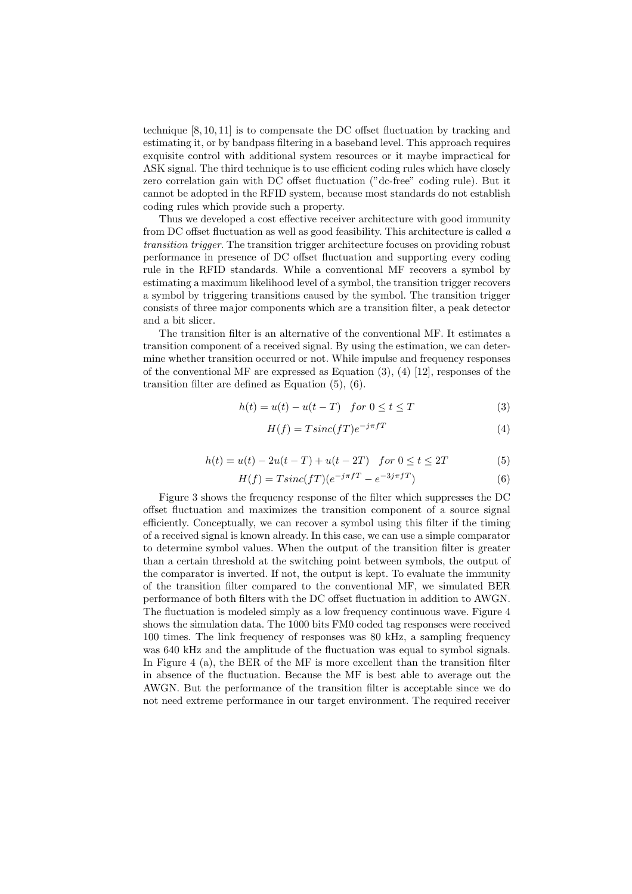technique [8, 10, 11] is to compensate the DC offset fluctuation by tracking and estimating it, or by bandpass filtering in a baseband level. This approach requires exquisite control with additional system resources or it maybe impractical for ASK signal. The third technique is to use efficient coding rules which have closely zero correlation gain with DC offset fluctuation ("dc-free" coding rule). But it cannot be adopted in the RFID system, because most standards do not establish coding rules which provide such a property.

Thus we developed a cost effective receiver architecture with good immunity from DC offset fluctuation as well as good feasibility. This architecture is called *a transition trigger*. The transition trigger architecture focuses on providing robust performance in presence of DC offset fluctuation and supporting every coding rule in the RFID standards. While a conventional MF recovers a symbol by estimating a maximum likelihood level of a symbol, the transition trigger recovers a symbol by triggering transitions caused by the symbol. The transition trigger consists of three major components which are a transition filter, a peak detector and a bit slicer.

The transition filter is an alternative of the conventional MF. It estimates a transition component of a received signal. By using the estimation, we can determine whether transition occurred or not. While impulse and frequency responses of the conventional MF are expressed as Equation (3), (4) [12], responses of the transition filter are defined as Equation (5), (6).

$$h(t) = u(t) - u(t - T) \quad for\ 0 \leq t \leq T \tag{3}$$

$$H(f) = T sinc(fT) e^{-j\pi fT} \tag{4}$$

$$h(t) = u(t) - 2u(t - T) + u(t - 2T) \quad for\ 0 \leq t \leq 2T \tag{5}$$

$$H(f) = T sinc(fT)(e^{-j\pi fT} - e^{-3j\pi fT}) \tag{6}$$

Figure 3 shows the frequency response of the filter which suppresses the DC offset fluctuation and maximizes the transition component of a source signal efficiently. Conceptually, we can recover a symbol using this filter if the timing of a received signal is known already. In this case, we can use a simple comparator to determine symbol values. When the output of the transition filter is greater than a certain threshold at the switching point between symbols, the output of the comparator is inverted. If not, the output is kept. To evaluate the immunity of the transition filter compared to the conventional MF, we simulated BER performance of both filters with the DC offset fluctuation in addition to AWGN. The fluctuation is modeled simply as a low frequency continuous wave. Figure 4 shows the simulation data. The 1000 bits FM0 coded tag responses were received 100 times. The link frequency of responses was 80 kHz, a sampling frequency was 640 kHz and the amplitude of the fluctuation was equal to symbol signals. In Figure 4 (a), the BER of the MF is more excellent than the transition filter in absence of the fluctuation. Because the MF is best able to average out the AWGN. But the performance of the transition filter is acceptable since we do not need extreme performance in our target environment. The required receiver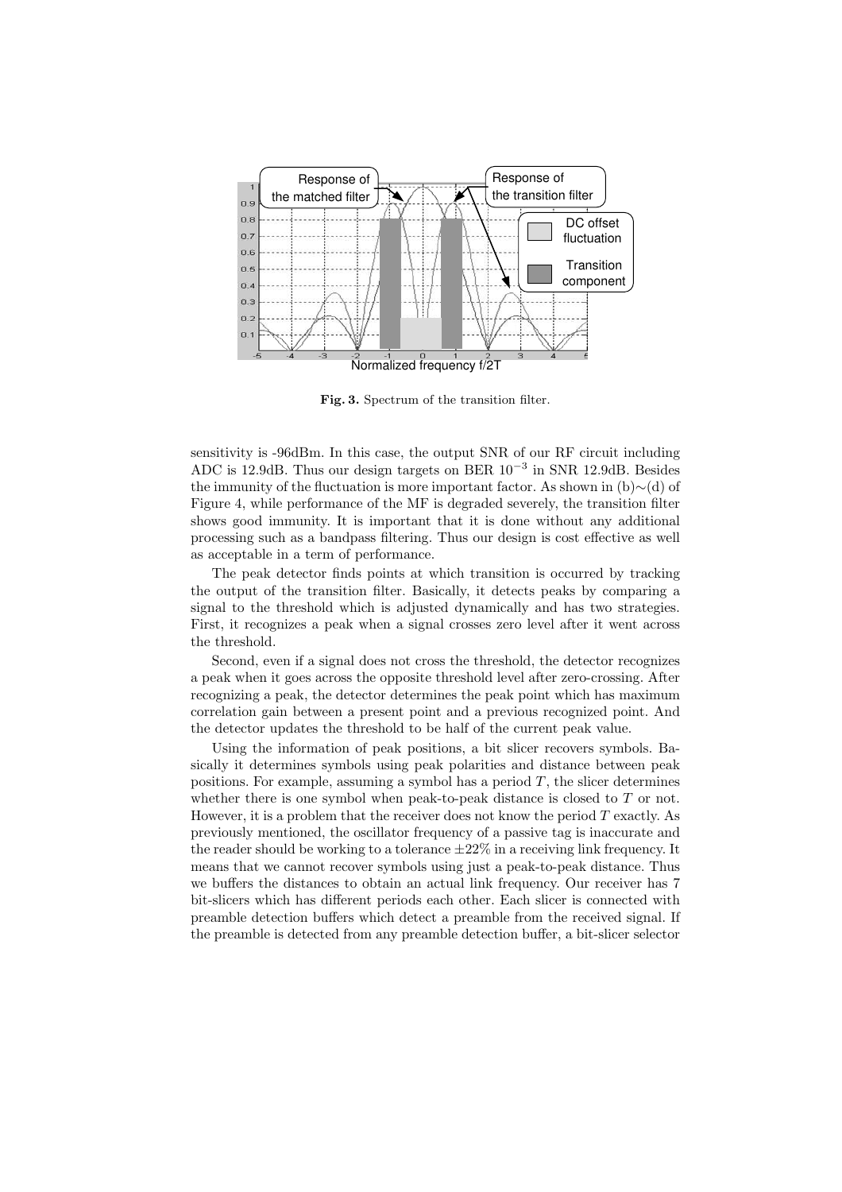Response of
the matched filter

Response of
the transition filter

DC offset
fluctuation

Transition
component

1
0.9
0.8
0.7
0.6
0.5
0.4
0.3
0.2
0.1

-5 -4 -3 -2 -1 0 1 2 3 4 5

Normalized frequency f/2T

**Fig. 3.** Spectrum of the transition filter.

sensitivity is -96dBm. In this case, the output SNR of our RF circuit including ADC is 12.9dB. Thus our design targets on BER $10^{-3}$ in SNR 12.9dB. Besides the immunity of the fluctuation is more important factor. As shown in (b)∼(d) of Figure 4, while performance of the MF is degraded severely, the transition filter shows good immunity. It is important that it is done without any additional processing such as a bandpass filtering. Thus our design is cost effective as well as acceptable in a term of performance.

The peak detector finds points at which transition is occurred by tracking the output of the transition filter. Basically, it detects peaks by comparing a signal to the threshold which is adjusted dynamically and has two strategies. First, it recognizes a peak when a signal crosses zero level after it went across the threshold.

Second, even if a signal does not cross the threshold, the detector recognizes a peak when it goes across the opposite threshold level after zero-crossing. After recognizing a peak, the detector determines the peak point which has maximum correlation gain between a present point and a previous recognized point. And the detector updates the threshold to be half of the current peak value.

Using the information of peak positions, a bit slicer recovers symbols. Basically it determines symbols using peak polarities and distance between peak positions. For example, assuming a symbol has a period $T$, the slicer determines whether there is one symbol when peak-to-peak distance is closed to $T$ or not. However, it is a problem that the receiver does not know the period $T$ exactly. As previously mentioned, the oscillator frequency of a passive tag is inaccurate and the reader should be working to a tolerance $\pm 22\%$ in a receiving link frequency. It means that we cannot recover symbols using just a peak-to-peak distance. Thus we buffers the distances to obtain an actual link frequency. Our receiver has 7 bit-slicers which has different periods each other. Each slicer is connected with preamble detection buffers which detect a preamble from the received signal. If the preamble is detected from any preamble detection buffer, a bit-slicer selector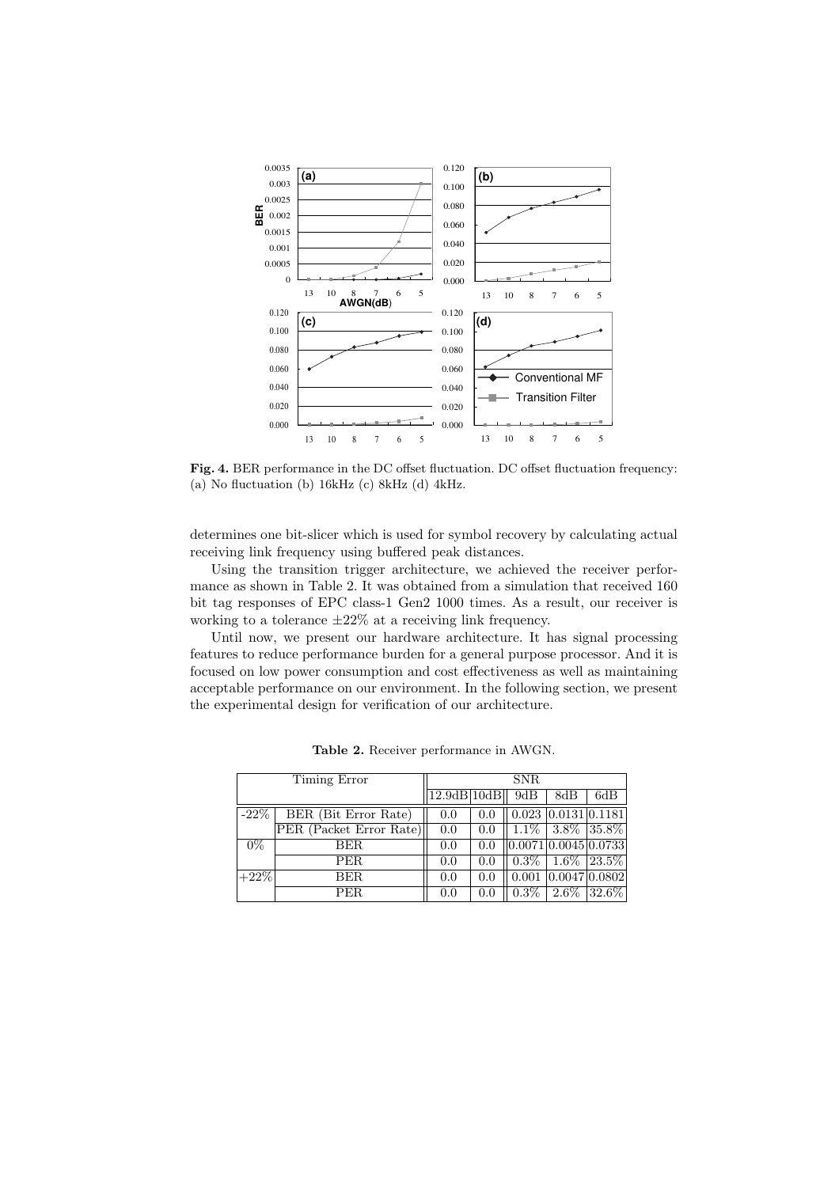**Fig. 4.** BER performance in the DC offset fluctuation. DC offset fluctuation frequency: (a) No fluctuation (b) 16kHz (c) 8kHz (d) 4kHz.

determines one bit-slicer which is used for symbol recovery by calculating actual receiving link frequency using buffered peak distances.

Using the transition trigger architecture, we achieved the receiver performance as shown in Table 2. It was obtained from a simulation that received 160 bit tag responses of EPC class-1 Gen2 1000 times. As a result, our receiver is working to a tolerance ±22% at a receiving link frequency.

Until now, we present our hardware architecture. It has signal processing features to reduce performance burden for a general purpose processor. And it is focused on low power consumption and cost effectiveness as well as maintaining acceptable performance on our environment. In the following section, we present the experimental design for verification of our architecture.

**Table 2.** Receiver performance in AWGN.

| Timing Error | | SNR | | | | |
|---|---|---|---|---|---|---|
| | | 12.9dB | 10dB | 9dB | 8dB | 6dB |
| -22% | BER (Bit Error Rate) | 0.0 | 0.0 | 0.023 | 0.0131 | 0.1181 |
| | PER (Packet Error Rate) | 0.0 | 0.0 | 1.1% | 3.8% | 35.8% |
| 0% | BER | 0.0 | 0.0 | 0.0071 | 0.0045 | 0.0733 |
| | PER | 0.0 | 0.0 | 0.3% | 1.6% | 23.5% |
| +22% | BER | 0.0 | 0.0 | 0.001 | 0.0047 | 0.0802 |
| | PER | 0.0 | 0.0 | 0.3% | 2.6% | 32.6% |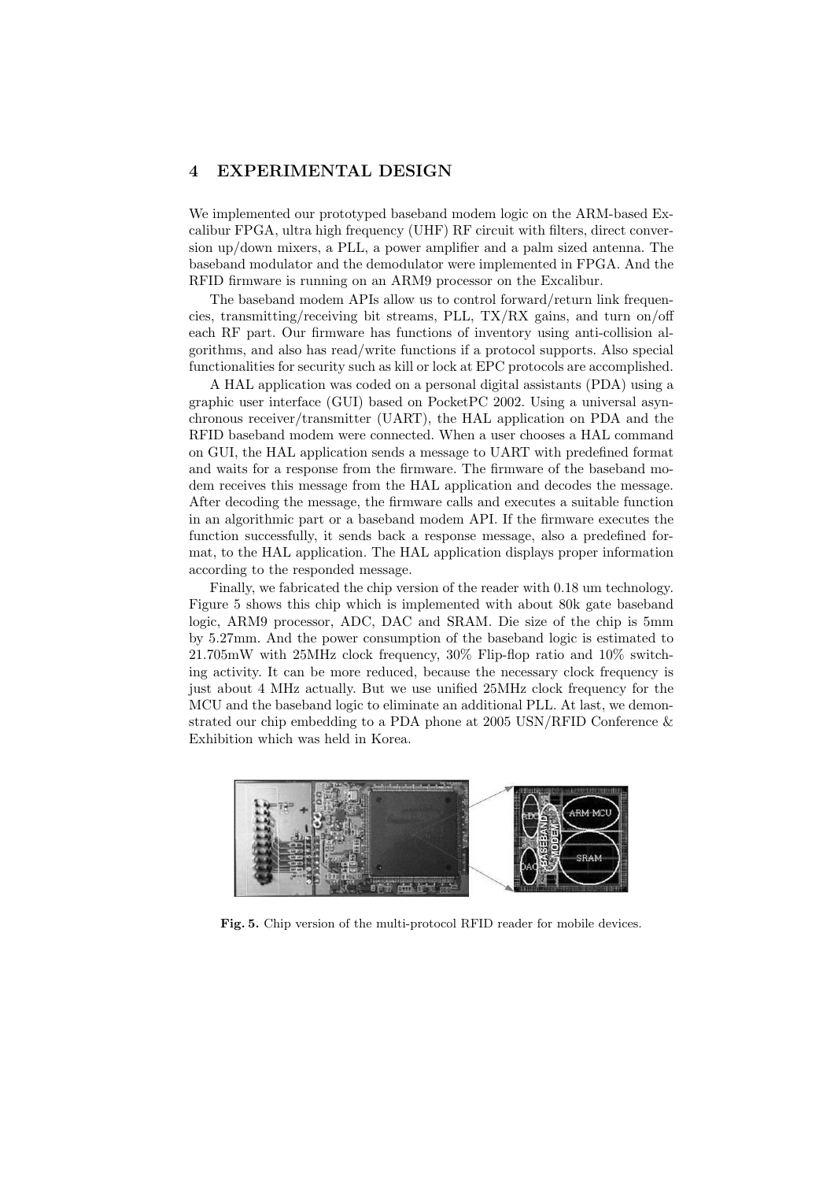## 4 EXPERIMENTAL DESIGN

We implemented our prototyped baseband modem logic on the ARM-based Excalibur FPGA, ultra high frequency (UHF) RF circuit with filters, direct conversion up/down mixers, a PLL, a power amplifier and a palm sized antenna. The baseband modulator and the demodulator were implemented in FPGA. And the RFID firmware is running on an ARM9 processor on the Excalibur.

The baseband modem APIs allow us to control forward/return link frequencies, transmitting/receiving bit streams, PLL, TX/RX gains, and turn on/off each RF part. Our firmware has functions of inventory using anti-collision algorithms, and also has read/write functions if a protocol supports. Also special functionalities for security such as kill or lock at EPC protocols are accomplished.

A HAL application was coded on a personal digital assistants (PDA) using a graphic user interface (GUI) based on PocketPC 2002. Using a universal asynchronous receiver/transmitter (UART), the HAL application on PDA and the RFID baseband modem were connected. When a user chooses a HAL command on GUI, the HAL application sends a message to UART with predefined format and waits for a response from the firmware. The firmware of the baseband modem receives this message from the HAL application and decodes the message. After decoding the message, the firmware calls and executes a suitable function in an algorithmic part or a baseband modem API. If the firmware executes the function successfully, it sends back a response message, also a predefined format, to the HAL application. The HAL application displays proper information according to the responded message.

Finally, we fabricated the chip version of the reader with 0.18 um technology. Figure 5 shows this chip which is implemented with about 80k gate baseband logic, ARM9 processor, ADC, DAC and SRAM. Die size of the chip is 5mm by 5.27mm. And the power consumption of the baseband logic is estimated to 21.705mW with 25MHz clock frequency, 30% Flip-flop ratio and 10% switching activity. It can be more reduced, because the necessary clock frequency is just about 4 MHz actually. But we use unified 25MHz clock frequency for the MCU and the baseband logic to eliminate an additional PLL. At last, we demonstrated our chip embedding to a PDA phone at 2005 USN/RFID Conference & Exhibition which was held in Korea.

**Fig. 5.** Chip version of the multi-protocol RFID reader for mobile devices.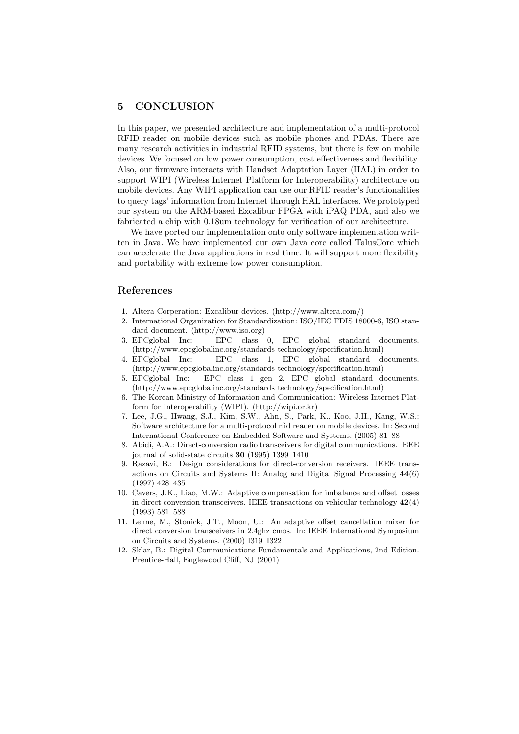## 5 CONCLUSION

In this paper, we presented architecture and implementation of a multi-protocol RFID reader on mobile devices such as mobile phones and PDAs. There are many research activities in industrial RFID systems, but there is few on mobile devices. We focused on low power consumption, cost effectiveness and flexibility. Also, our firmware interacts with Handset Adaptation Layer (HAL) in order to support WIPI (Wireless Internet Platform for Interoperability) architecture on mobile devices. Any WIPI application can use our RFID reader's functionalities to query tags' information from Internet through HAL interfaces. We prototyped our system on the ARM-based Excalibur FPGA with iPAQ PDA, and also we fabricated a chip with 0.18um technology for verification of our architecture.

We have ported our implementation onto only software implementation written in Java. We have implemented our own Java core called TalusCore which can accelerate the Java applications in real time. It will support more flexibility and portability with extreme low power consumption.

## References

1. Altera Corperation: Excalibur devices. (http://www.altera.com/)
2. International Organization for Standardization: ISO/IEC FDIS 18000-6, ISO standard document. (http://www.iso.org)
3. EPCglobal Inc: EPC class 0, EPC global standard documents. (http://www.epcglobalinc.org/standards_technology/specification.html)
4. EPCglobal Inc: EPC class 1, EPC global standard documents. (http://www.epcglobalinc.org/standards_technology/specification.html)
5. EPCglobal Inc: EPC class 1 gen 2, EPC global standard documents. (http://www.epcglobalinc.org/standards_technology/specification.html)
6. The Korean Ministry of Information and Communication: Wireless Internet Platform for Interoperability (WIPI). (http://wipi.or.kr)
7. Lee, J.G., Hwang, S.J., Kim, S.W., Ahn, S., Park, K., Koo, J.H., Kang, W.S.: Software architecture for a multi-protocol rfid reader on mobile devices. In: Second International Conference on Embedded Software and Systems. (2005) 81–88
8. Abidi, A.A.: Direct-conversion radio transceivers for digital communications. IEEE journal of solid-state circuits **30** (1995) 1399–1410
9. Razavi, B.: Design considerations for direct-conversion receivers. IEEE transactions on Circuits and Systems II: Analog and Digital Signal Processing **44**(6) (1997) 428–435
10. Cavers, J.K., Liao, M.W.: Adaptive compensation for imbalance and offset losses in direct conversion transceivers. IEEE transactions on vehicular technology **42**(4) (1993) 581–588
11. Lehne, M., Stonick, J.T., Moon, U.: An adaptive offset cancellation mixer for direct conversion transceivers in 2.4ghz cmos. In: IEEE International Symposium on Circuits and Systems. (2000) I319–I322
12. Sklar, B.: Digital Communications Fundamentals and Applications, 2nd Edition. Prentice-Hall, Englewood Cliff, NJ (2001)